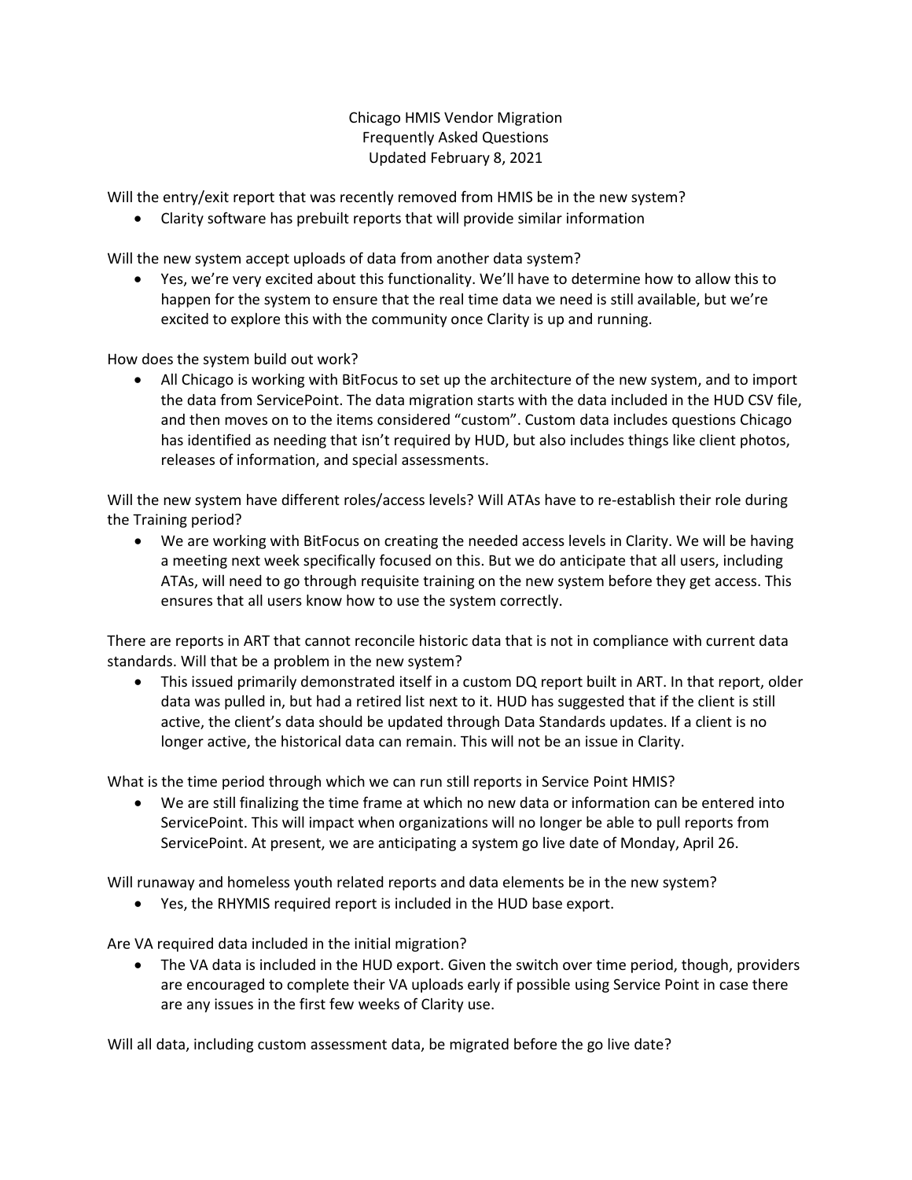# Chicago HMIS Vendor Migration
## Frequently Asked Questions
### Updated February 8, 2021

Will the entry/exit report that was recently removed from HMIS be in the new system?

- Clarity software has prebuilt reports that will provide similar information

Will the new system accept uploads of data from another data system?

- Yes, we're very excited about this functionality. We'll have to determine how to allow this to happen for the system to ensure that the real time data we need is still available, but we're excited to explore this with the community once Clarity is up and running.

How does the system build out work?

- All Chicago is working with BitFocus to set up the architecture of the new system, and to import the data from ServicePoint. The data migration starts with the data included in the HUD CSV file, and then moves on to the items considered "custom". Custom data includes questions Chicago has identified as needing that isn't required by HUD, but also includes things like client photos, releases of information, and special assessments.

Will the new system have different roles/access levels? Will ATAs have to re-establish their role during the Training period?

- We are working with BitFocus on creating the needed access levels in Clarity. We will be having a meeting next week specifically focused on this. But we do anticipate that all users, including ATAs, will need to go through requisite training on the new system before they get access. This ensures that all users know how to use the system correctly.

There are reports in ART that cannot reconcile historic data that is not in compliance with current data standards. Will that be a problem in the new system?

- This issued primarily demonstrated itself in a custom DQ report built in ART. In that report, older data was pulled in, but had a retired list next to it. HUD has suggested that if the client is still active, the client's data should be updated through Data Standards updates. If a client is no longer active, the historical data can remain. This will not be an issue in Clarity.

What is the time period through which we can run still reports in Service Point HMIS?

- We are still finalizing the time frame at which no new data or information can be entered into ServicePoint. This will impact when organizations will no longer be able to pull reports from ServicePoint. At present, we are anticipating a system go live date of Monday, April 26.

Will runaway and homeless youth related reports and data elements be in the new system?

- Yes, the RHYMIS required report is included in the HUD base export.

Are VA required data included in the initial migration?

- The VA data is included in the HUD export. Given the switch over time period, though, providers are encouraged to complete their VA uploads early if possible using Service Point in case there are any issues in the first few weeks of Clarity use.

Will all data, including custom assessment data, be migrated before the go live date?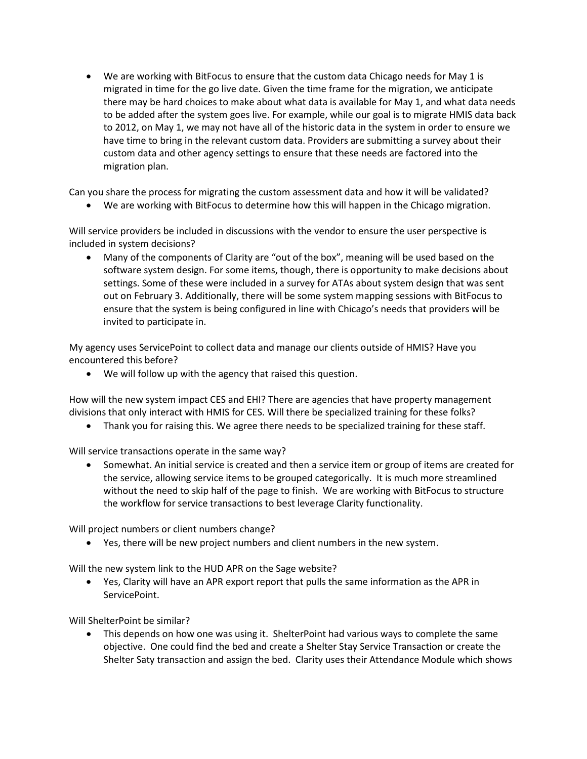- We are working with BitFocus to ensure that the custom data Chicago needs for May 1 is migrated in time for the go live date. Given the time frame for the migration, we anticipate there may be hard choices to make about what data is available for May 1, and what data needs to be added after the system goes live. For example, while our goal is to migrate HMIS data back to 2012, on May 1, we may not have all of the historic data in the system in order to ensure we have time to bring in the relevant custom data. Providers are submitting a survey about their custom data and other agency settings to ensure that these needs are factored into the migration plan.

Can you share the process for migrating the custom assessment data and how it will be validated?

- We are working with BitFocus to determine how this will happen in the Chicago migration.

Will service providers be included in discussions with the vendor to ensure the user perspective is included in system decisions?

- Many of the components of Clarity are "out of the box", meaning will be used based on the software system design. For some items, though, there is opportunity to make decisions about settings. Some of these were included in a survey for ATAs about system design that was sent out on February 3. Additionally, there will be some system mapping sessions with BitFocus to ensure that the system is being configured in line with Chicago's needs that providers will be invited to participate in.

My agency uses ServicePoint to collect data and manage our clients outside of HMIS? Have you encountered this before?

- We will follow up with the agency that raised this question.

How will the new system impact CES and EHI? There are agencies that have property management divisions that only interact with HMIS for CES. Will there be specialized training for these folks?

- Thank you for raising this. We agree there needs to be specialized training for these staff.

Will service transactions operate in the same way?

- Somewhat. An initial service is created and then a service item or group of items are created for the service, allowing service items to be grouped categorically. It is much more streamlined without the need to skip half of the page to finish. We are working with BitFocus to structure the workflow for service transactions to best leverage Clarity functionality.

Will project numbers or client numbers change?

- Yes, there will be new project numbers and client numbers in the new system.

Will the new system link to the HUD APR on the Sage website?

- Yes, Clarity will have an APR export report that pulls the same information as the APR in ServicePoint.

Will ShelterPoint be similar?

- This depends on how one was using it. ShelterPoint had various ways to complete the same objective. One could find the bed and create a Shelter Stay Service Transaction or create the Shelter Saty transaction and assign the bed. Clarity uses their Attendance Module which shows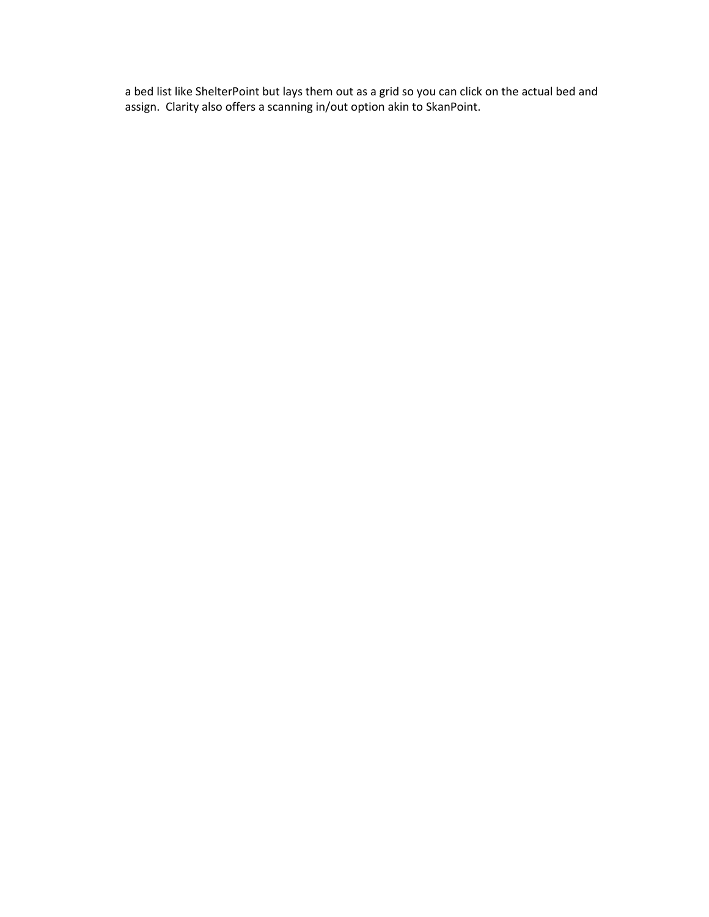a bed list like ShelterPoint but lays them out as a grid so you can click on the actual bed and assign. Clarity also offers a scanning in/out option akin to SkanPoint.